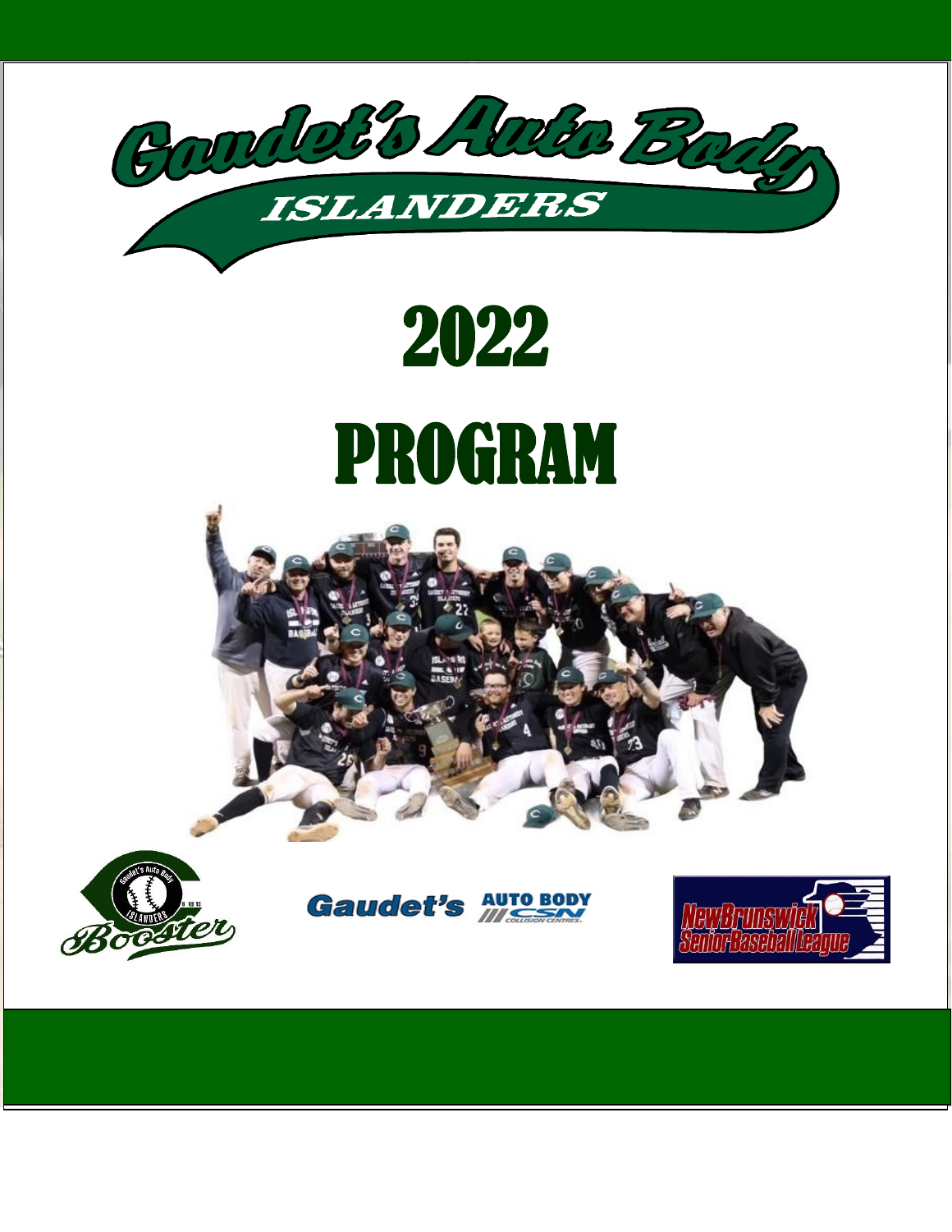# Gaudet's Auto Body ISLANDERS

# 2022

# PROGRAM

Gaudet's AUTO BODY CSN COLLISION CENTRES

New Brunswick Senior Baseball League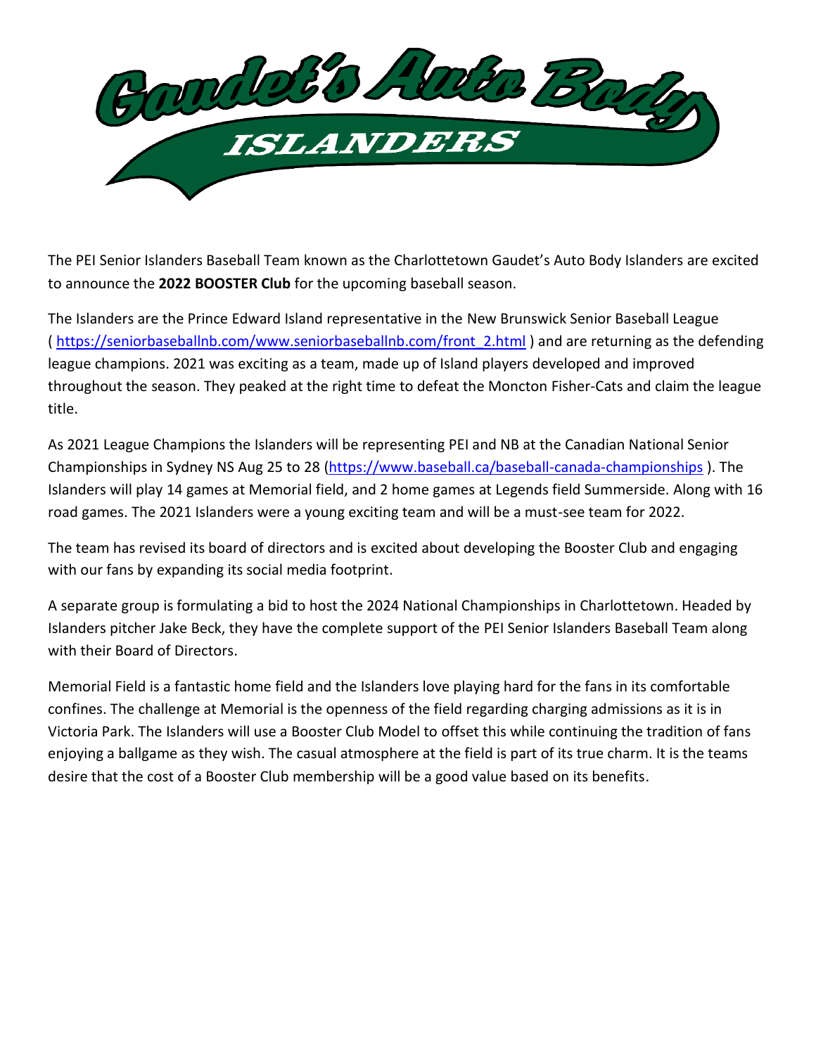# Gaudet's Auto Body ISLANDERS

The PEI Senior Islanders Baseball Team known as the Charlottetown Gaudet's Auto Body Islanders are excited to announce the **2022 BOOSTER Club** for the upcoming baseball season.

The Islanders are the Prince Edward Island representative in the New Brunswick Senior Baseball League ( https://seniorbaseballnb.com/www.seniorbaseballnb.com/front_2.html ) and are returning as the defending league champions. 2021 was exciting as a team, made up of Island players developed and improved throughout the season. They peaked at the right time to defeat the Moncton Fisher-Cats and claim the league title.

As 2021 League Champions the Islanders will be representing PEI and NB at the Canadian National Senior Championships in Sydney NS Aug 25 to 28 (https://www.baseball.ca/baseball-canada-championships ). The Islanders will play 14 games at Memorial field, and 2 home games at Legends field Summerside. Along with 16 road games. The 2021 Islanders were a young exciting team and will be a must-see team for 2022.

The team has revised its board of directors and is excited about developing the Booster Club and engaging with our fans by expanding its social media footprint.

A separate group is formulating a bid to host the 2024 National Championships in Charlottetown. Headed by Islanders pitcher Jake Beck, they have the complete support of the PEI Senior Islanders Baseball Team along with their Board of Directors.

Memorial Field is a fantastic home field and the Islanders love playing hard for the fans in its comfortable confines. The challenge at Memorial is the openness of the field regarding charging admissions as it is in Victoria Park. The Islanders will use a Booster Club Model to offset this while continuing the tradition of fans enjoying a ballgame as they wish. The casual atmosphere at the field is part of its true charm. It is the teams desire that the cost of a Booster Club membership will be a good value based on its benefits.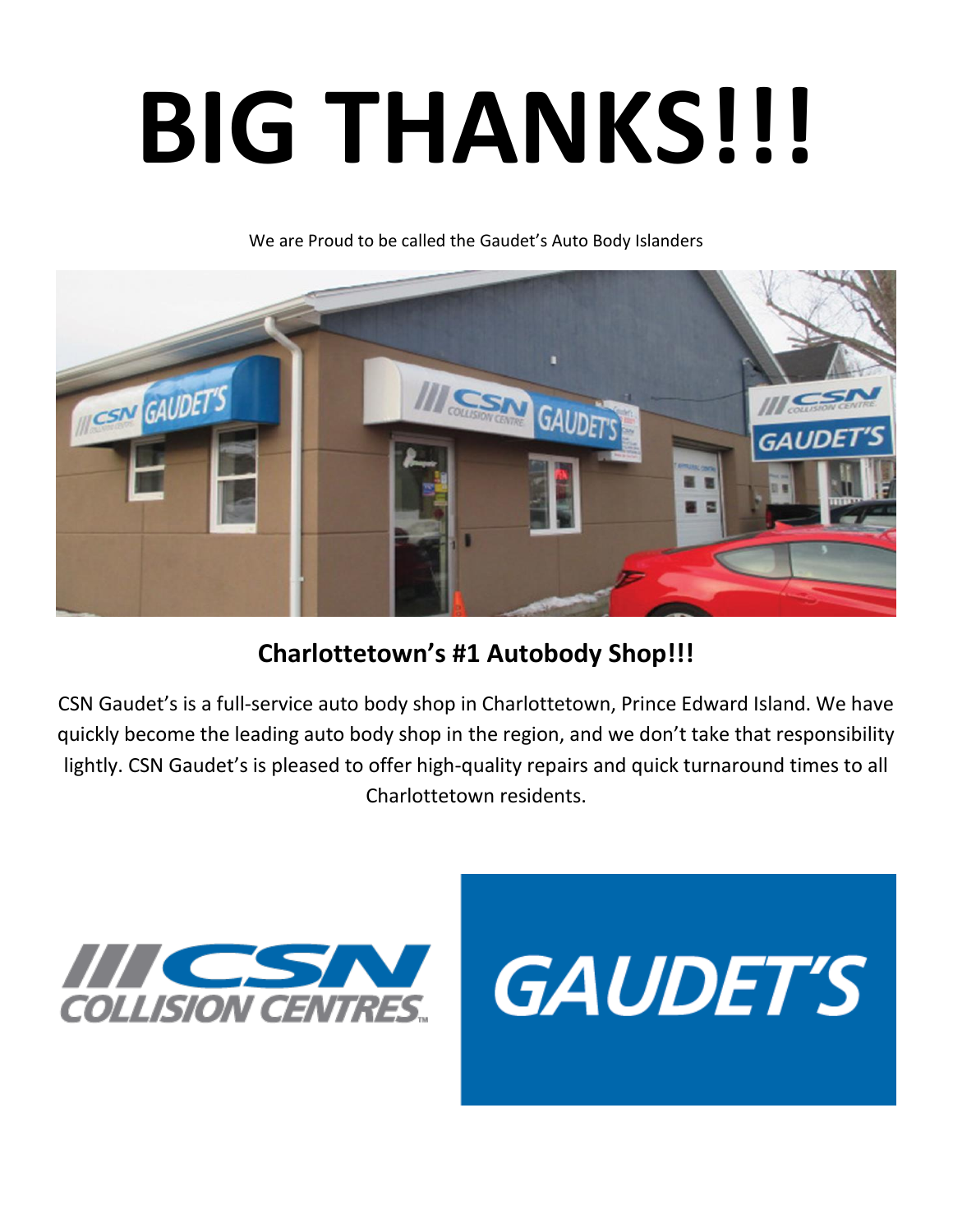# BIG THANKS!!!

We are Proud to be called the Gaudet's Auto Body Islanders

## Charlottetown's #1 Autobody Shop!!!

CSN Gaudet's is a full-service auto body shop in Charlottetown, Prince Edward Island. We have quickly become the leading auto body shop in the region, and we don't take that responsibility lightly. CSN Gaudet's is pleased to offer high-quality repairs and quick turnaround times to all Charlottetown residents.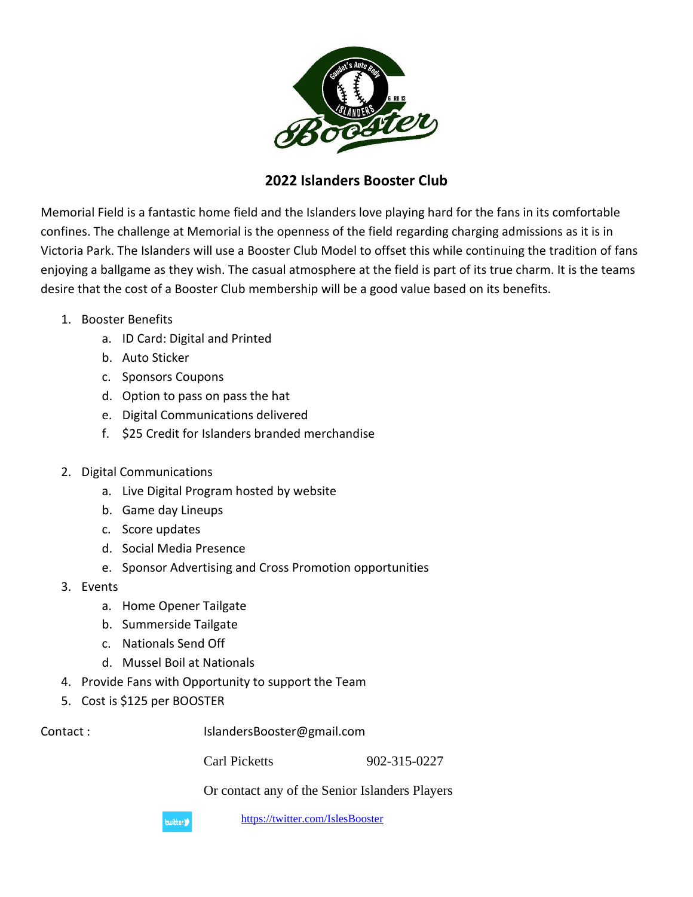## 2022 Islanders Booster Club

Memorial Field is a fantastic home field and the Islanders love playing hard for the fans in its comfortable confines. The challenge at Memorial is the openness of the field regarding charging admissions as it is in Victoria Park. The Islanders will use a Booster Club Model to offset this while continuing the tradition of fans enjoying a ballgame as they wish. The casual atmosphere at the field is part of its true charm. It is the teams desire that the cost of a Booster Club membership will be a good value based on its benefits.

1. Booster Benefits
    a. ID Card: Digital and Printed
    b. Auto Sticker
    c. Sponsors Coupons
    d. Option to pass on pass the hat
    e. Digital Communications delivered
    f. $25 Credit for Islanders branded merchandise

2. Digital Communications
    a. Live Digital Program hosted by website
    b. Game day Lineups
    c. Score updates
    d. Social Media Presence
    e. Sponsor Advertising and Cross Promotion opportunities
3. Events
    a. Home Opener Tailgate
    b. Summerside Tailgate
    c. Nationals Send Off
    d. Mussel Boil at Nationals
4. Provide Fans with Opportunity to support the Team
5. Cost is $125 per BOOSTER

Contact : IslandersBooster@gmail.com

Carl Picketts 902-315-0227

Or contact any of the Senior Islanders Players

twitter https://twitter.com/IslesBooster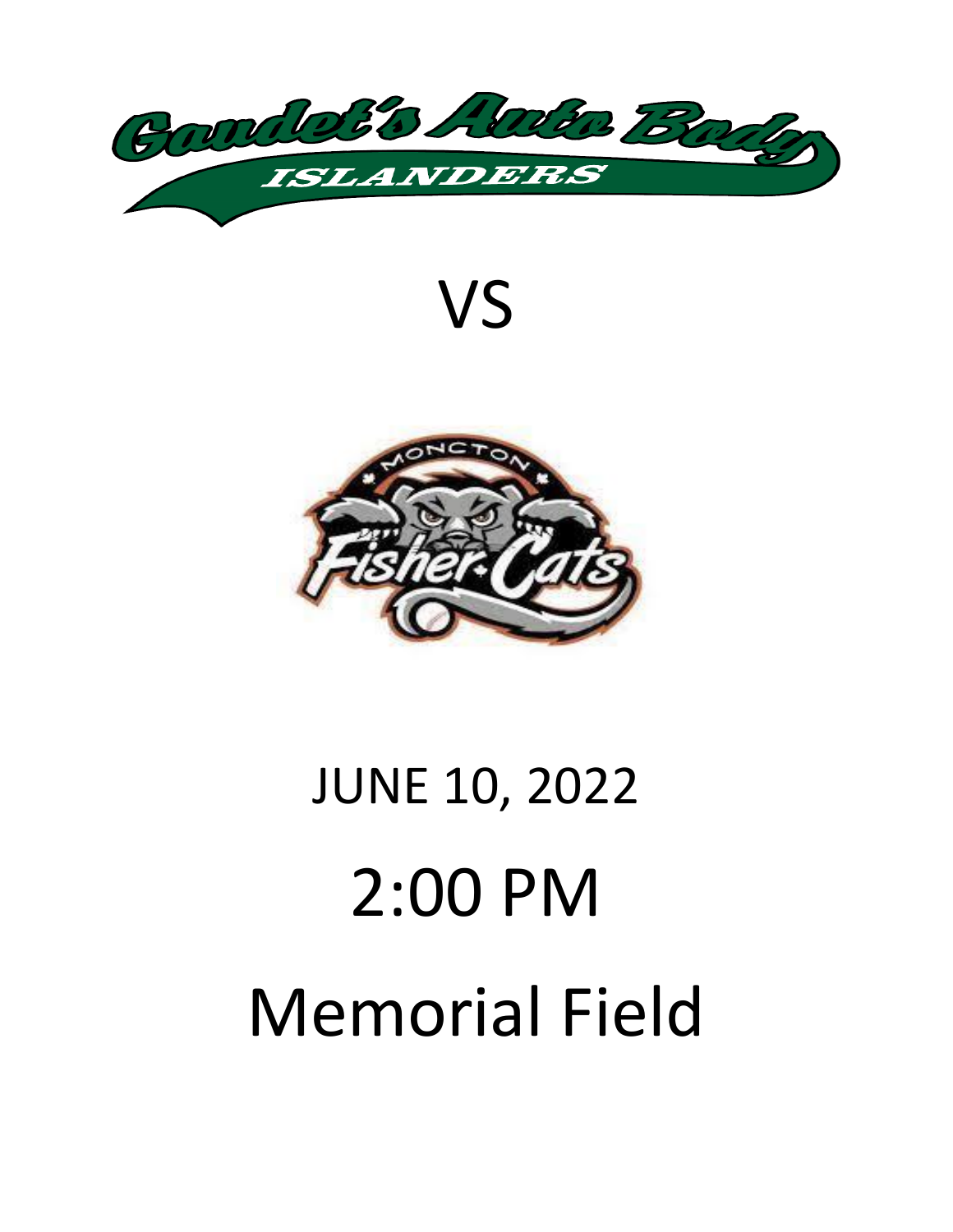Gaudet's Auto Body

ISLANDERS

VS

MONCTON

Fisher-Cats

JUNE 10, 2022

2:00 PM

Memorial Field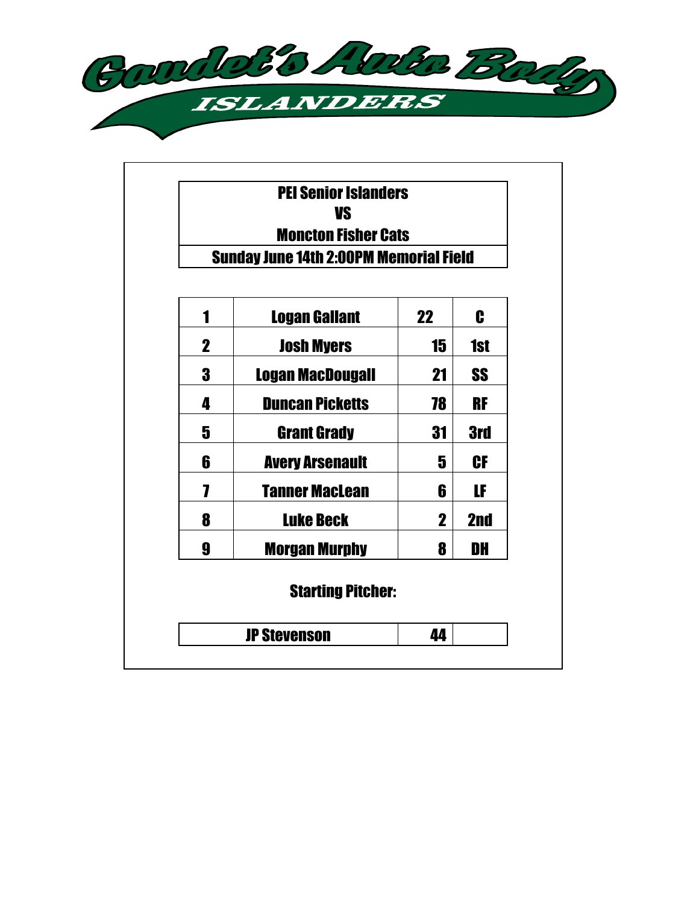# Gaudet's Auto Body ISLANDERS

**PEI Senior Islanders**
**VS**
**Moncton Fisher Cats**

**Sunday June 14th 2:00PM Memorial Field**

| | | | |
|---|---|---|---|
| 1 | Logan Gallant | 22 | C |
| 2 | Josh Myers | 15 | 1st |
| 3 | Logan MacDougall | 21 | SS |
| 4 | Duncan Picketts | 78 | RF |
| 5 | Grant Grady | 31 | 3rd |
| 6 | Avery Arsenault | 5 | CF |
| 7 | Tanner MacLean | 6 | LF |
| 8 | Luke Beck | 2 | 2nd |
| 9 | Morgan Murphy | 8 | DH |

**Starting Pitcher:**

| | | |
|---|---|---|
| JP Stevenson | 44 | |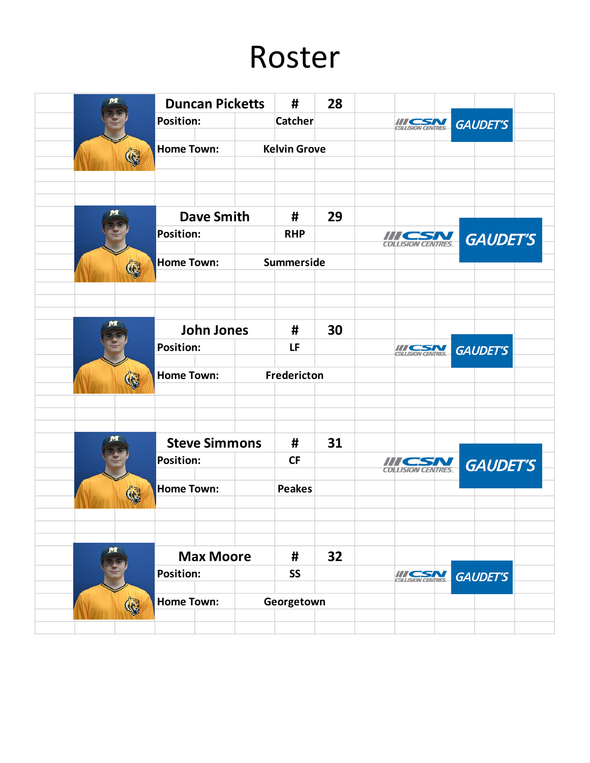# Roster

**Duncan Picketts** # 28

**Position:** Catcher

**Home Town:** Kelvin Grove

**Dave Smith** # 29

**Position:** RHP

**Home Town:** Summerside

**John Jones** # 30

**Position:** LF

**Home Town:** Fredericton

**Steve Simmons** # 31

**Position:** CF

**Home Town:** Peakes

**Max Moore** # 32

**Position:** SS

**Home Town:** Georgetown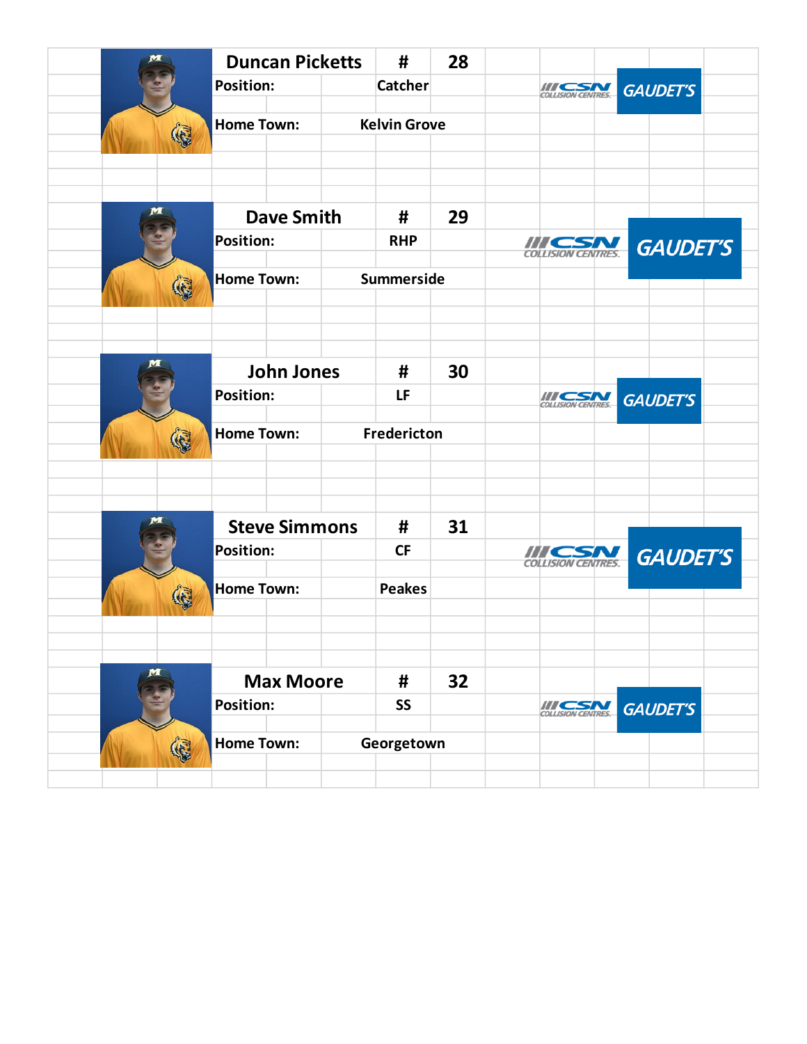| Duncan Picketts | # | 28 |
| --- | --- | --- |
| Position: | Catcher | |
| Home Town: | Kelvin Grove | |

CSN COLLISION CENTRES GAUDET'S

| Dave Smith | # | 29 |
| --- | --- | --- |
| Position: | RHP | |
| Home Town: | Summerside | |

CSN COLLISION CENTRES GAUDET'S

| John Jones | # | 30 |
| --- | --- | --- |
| Position: | LF | |
| Home Town: | Fredericton | |

CSN COLLISION CENTRES GAUDET'S

| Steve Simmons | # | 31 |
| --- | --- | --- |
| Position: | CF | |
| Home Town: | Peakes | |

CSN COLLISION CENTRES GAUDET'S

| Max Moore | # | 32 |
| --- | --- | --- |
| Position: | SS | |
| Home Town: | Georgetown | |

CSN COLLISION CENTRES GAUDET'S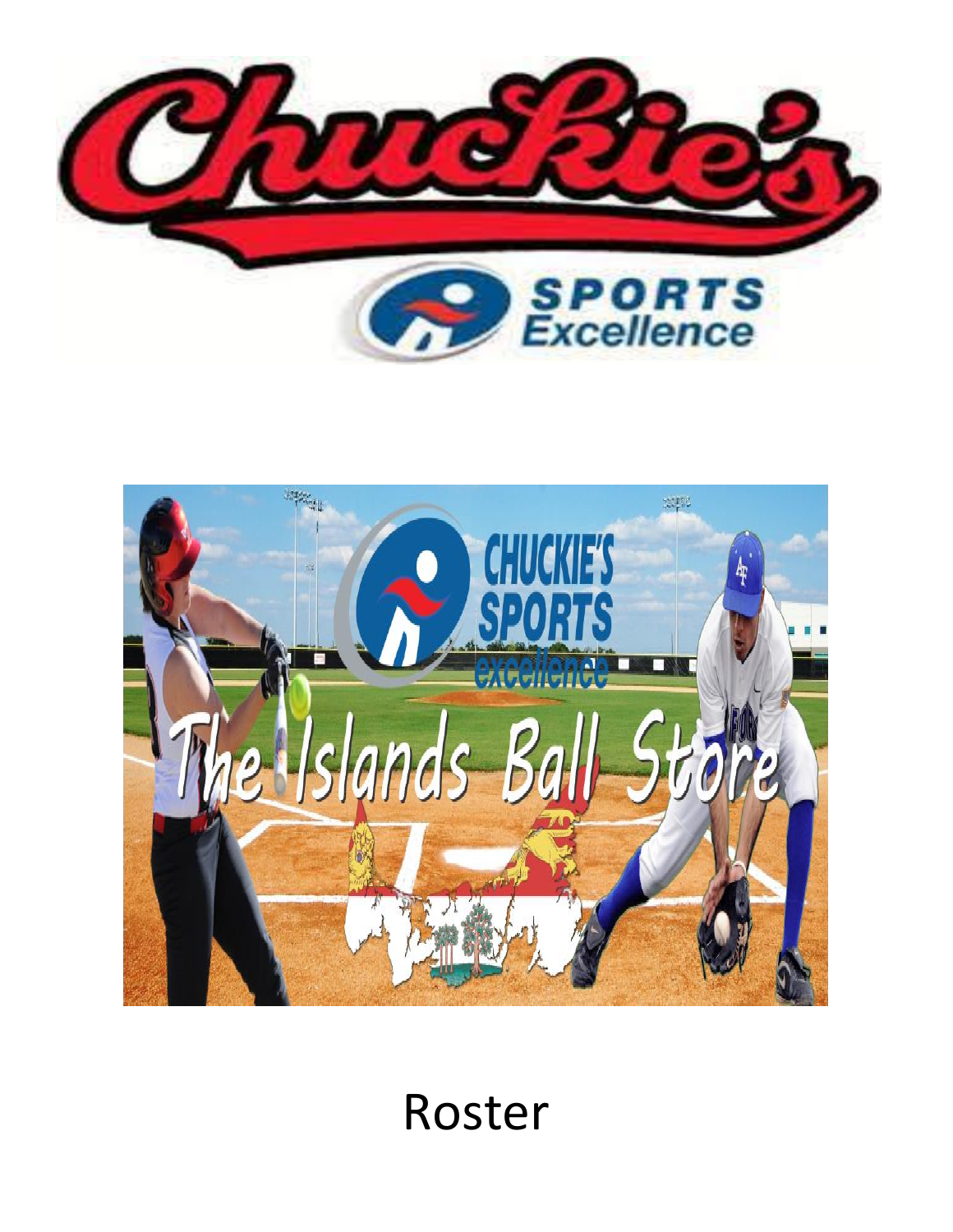Roster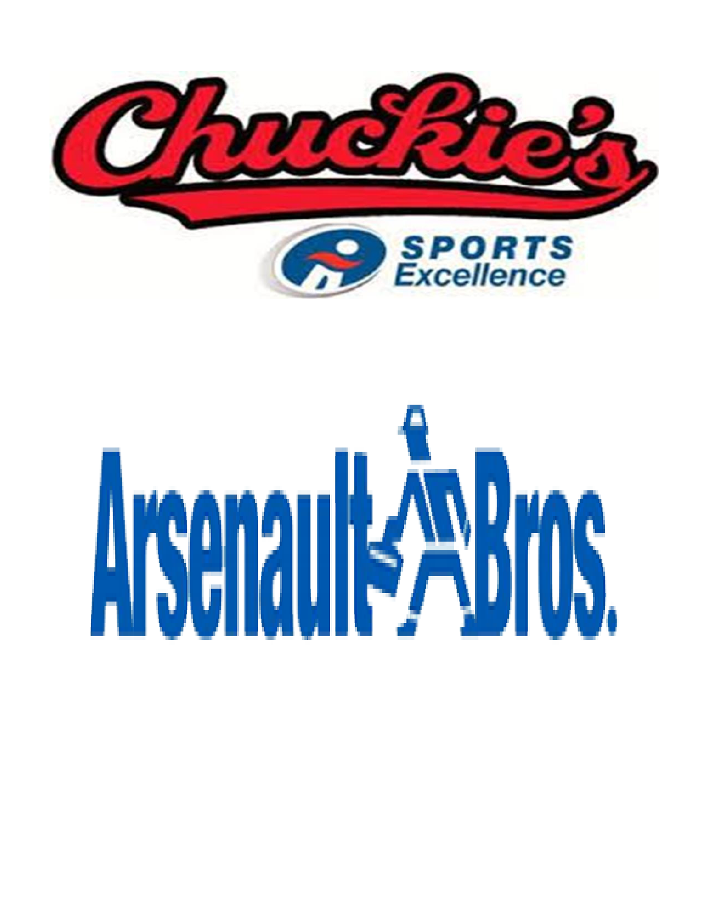Chuckie's

SPORTS Excellence

Arsenault Bros.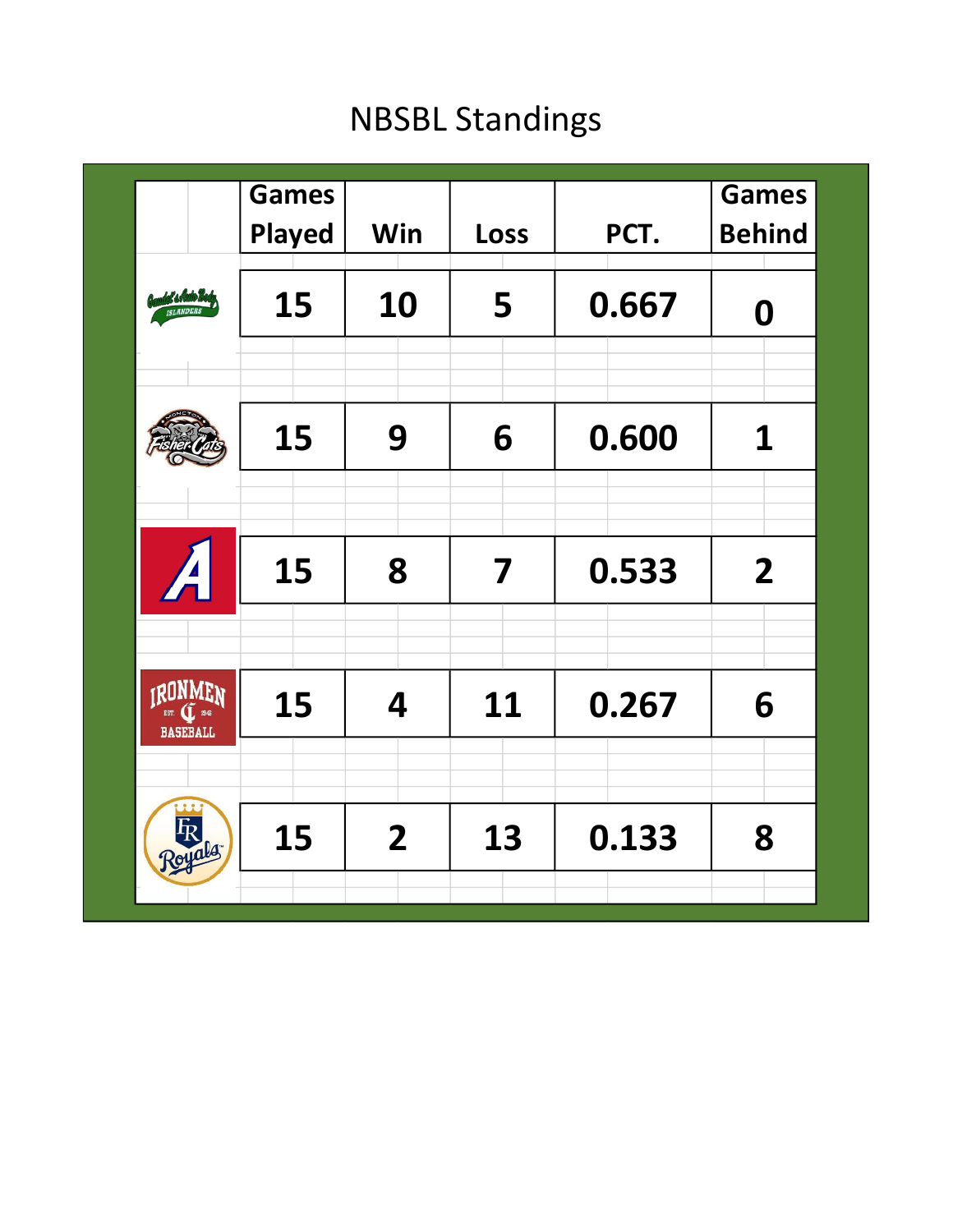# NBSBL Standings

| | Games Played | Win | Loss | PCT. | Games Behind |
|---|---|---|---|---|---|
| Gaudet's Auto Body Islanders | 15 | 10 | 5 | 0.667 | 0 |
| Moncton Fisher Cats | 15 | 9 | 6 | 0.600 | 1 |
| A | 15 | 8 | 7 | 0.533 | 2 |
| Ironmen Baseball | 15 | 4 | 11 | 0.267 | 6 |
| FR Royals | 15 | 2 | 13 | 0.133 | 8 |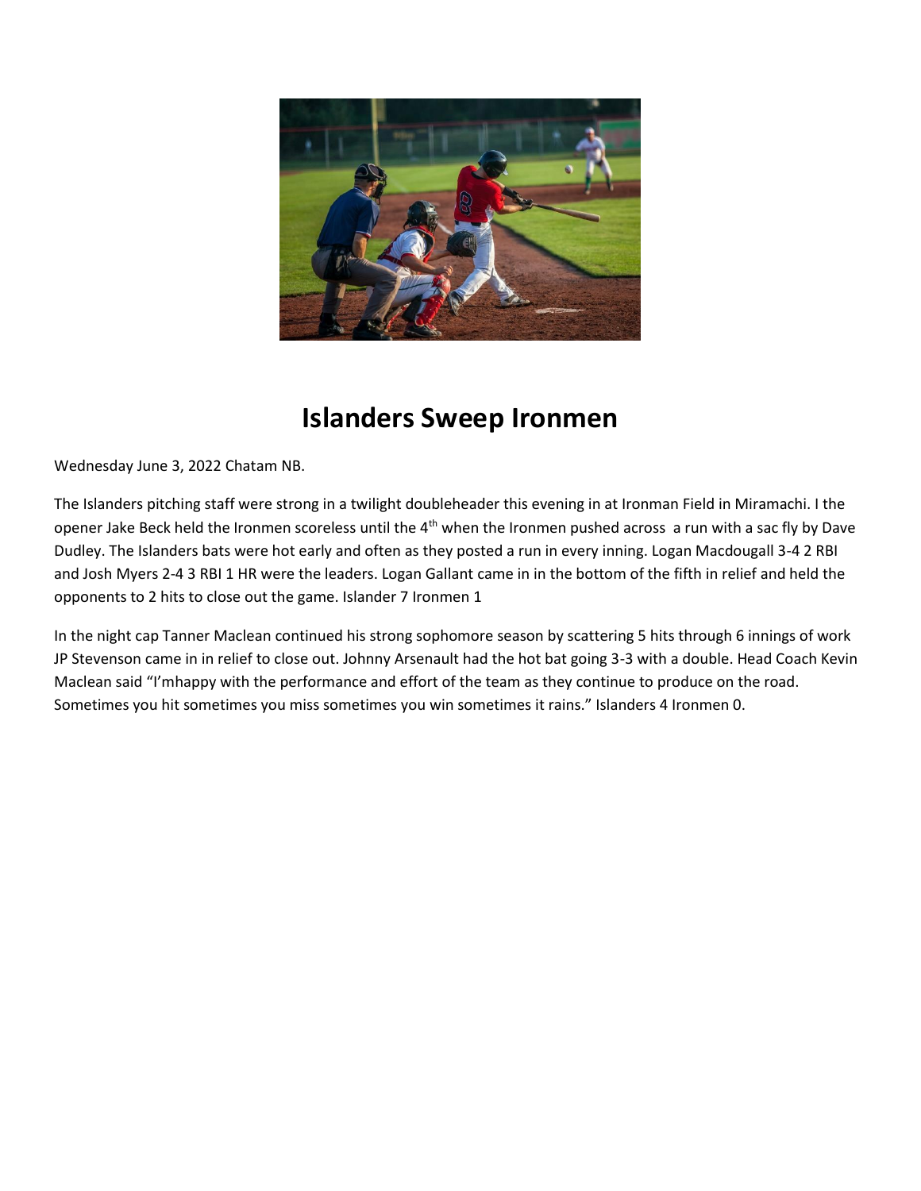# Islanders Sweep Ironmen

Wednesday June 3, 2022 Chatam NB.

The Islanders pitching staff were strong in a twilight doubleheader this evening in at Ironman Field in Miramachi. I the opener Jake Beck held the Ironmen scoreless until the 4th when the Ironmen pushed across a run with a sac fly by Dave Dudley. The Islanders bats were hot early and often as they posted a run in every inning. Logan Macdougall 3-4 2 RBI and Josh Myers 2-4 3 RBI 1 HR were the leaders. Logan Gallant came in in the bottom of the fifth in relief and held the opponents to 2 hits to close out the game. Islander 7 Ironmen 1

In the night cap Tanner Maclean continued his strong sophomore season by scattering 5 hits through 6 innings of work JP Stevenson came in in relief to close out. Johnny Arsenault had the hot bat going 3-3 with a double. Head Coach Kevin Maclean said “I’mhappy with the performance and effort of the team as they continue to produce on the road. Sometimes you hit sometimes you miss sometimes you win sometimes it rains.” Islanders 4 Ironmen 0.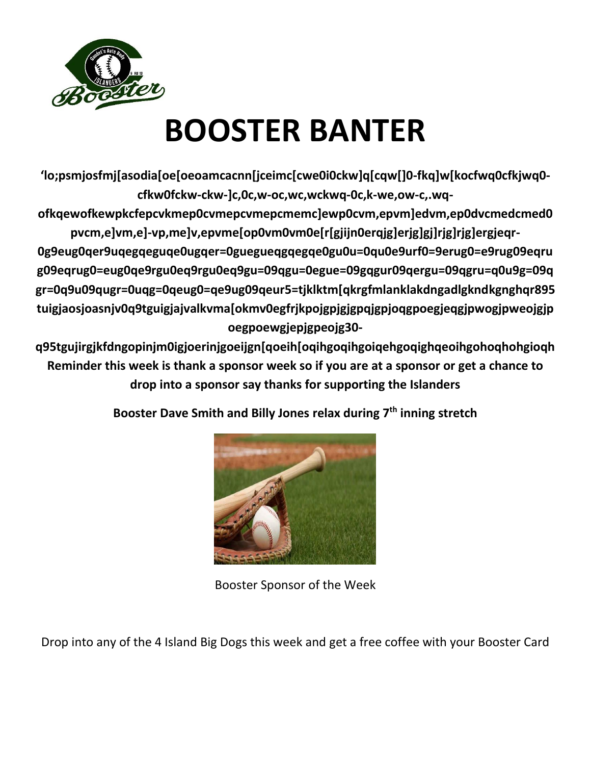# BOOSTER BANTER

**‘lo;psmjosfmj[asodia[oe[oeoamcacnn[jceimc[cwe0i0ckw]q[cqw[]0-fkq]w[kocfwq0cfkjwq0-cfkw0fckw-ckw-]c,0c,w-oc,wc,wckwq-0c,k-we,ow-c,.wq-ofkqewofkewpkcfepcvkmep0cvmepcvmepcmemc]ewp0cvm,epvm]edvm,ep0dvcmedcmed0pvcm,e]vm,e]-vp,me]v,epvme[op0vm0vm0e[r[gjijn0erqjg]erjg]gj]rjg]rjg]ergjeqr-0g9eug0qer9uqegqeguqe0ugqer=0guegueqgqegqe0gu0u=0qu0e9urf0=9erug0=e9rug09eqrug09eqrug0=eug0qe9rgu0eq9rgu0eq9gu=09qgu=0egue=09gqgur09qergu=09qgru=q0u9g=09qgr=0q9u09qugr=0uqg=0qeug0=qe9ug09qeur5=tjklktm[qkrgfmlanklakdngadlgkndkgnghqr895tuigjaosjoasnjv0q9tguigjajvalkvma[okmv0egfrjkpojgpjgjgpqjgpjoqgpoegjeqgjpwogjpweojgjpoegpoewgjepjgpeojg30-q95tgujirgjkfdngopinjm0igjoerinjgoeijgn[qoeih[oqihgoqihgoiqehgoqighqeoihgohoqhohgioqh**

**Reminder this week is thank a sponsor week so if you are at a sponsor or get a chance to drop into a sponsor say thanks for supporting the Islanders**

**Booster Dave Smith and Billy Jones relax during 7th inning stretch**

Booster Sponsor of the Week

Drop into any of the 4 Island Big Dogs this week and get a free coffee with your Booster Card